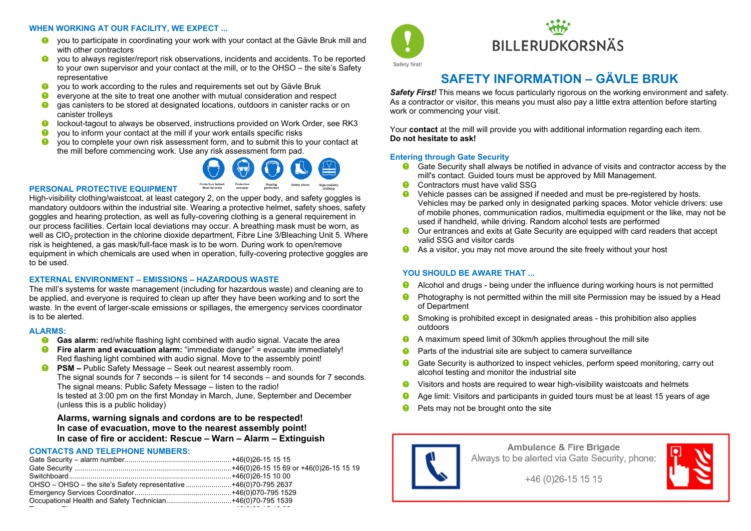# SAFETY INFORMATION – GÄVLE BRUK

BILLERUDKORSNÄS

Safety first!

***Safety First!*** This means we focus particularly rigorous on the working environment and safety. As a contractor or visitor, this means you must also pay a little extra attention before starting work or commencing your visit.

Your **contact** at the mill will provide you with additional information regarding each item.
**Do not hesitate to ask!**

## Entering through Gate Security

- Gate Security shall always be notified in advance of visits and contractor access by the mill's contact. Guided tours must be approved by Mill Management.
- Contractors must have valid SSG
- Vehicle passes can be assigned if needed and must be pre-registered by hosts. Vehicles may be parked only in designated parking spaces. Motor vehicle drivers: use of mobile phones, communication radios, multimedia equipment or the like, may not be used if handheld, while driving. Random alcohol tests are performed
- Our entrances and exits at Gate Security are equipped with card readers that accept valid SSG and visitor cards
- As a visitor, you may not move around the site freely without your host

## YOU SHOULD BE AWARE THAT ...

- Alcohol and drugs - being under the influence during working hours is not permitted
- Photography is not permitted within the mill site Permission may be issued by a Head of Department
- Smoking is prohibited except in designated areas - this prohibition also applies outdoors
- A maximum speed limit of 30km/h applies throughout the mill site
- Parts of the industrial site are subject to camera surveillance
- Gate Security is authorized to inspect vehicles, perform speed monitoring, carry out alcohol testing and monitor the industrial site
- Visitors and hosts are required to wear high-visibility waistcoats and helmets
- Age limit: Visitors and participants in guided tours must be at least 15 years of age
- Pets may not be brought onto the site

**Ambulance & Fire Brigade**
Always to be alerted via Gate Security, phone:

+46 (0)26-15 15 15

## WHEN WORKING AT OUR FACILITY, WE EXPECT ...

- you to participate in coordinating your work with your contact at the Gävle Bruk mill and with other contractors
- you to always register/report risk observations, incidents and accidents. To be reported to your own supervisor and your contact at the mill, or to the OHSO – the site's Safety representative
- you to work according to the rules and requirements set out by Gävle Bruk
- everyone at the site to treat one another with mutual consideration and respect
- gas canisters to be stored at designated locations, outdoors in canister racks or on canister trolleys
- lockout-tagout to always be observed, instructions provided on Work Order, see RK3
- you to inform your contact at the mill if your work entails specific risks
- you to complete your own risk assessment form, and to submit this to your contact at the mill before commencing work. Use any risk assessment form pad.

## PERSONAL PROTECTIVE EQUIPMENT

Protective helmet Must be worn | Protective eyewear | Hearing protection | Safety shoes | High-visibility clothing

High-visibility clothing/waistcoat, at least category 2, on the upper body, and safety goggles is mandatory outdoors within the industrial site. Wearing a protective helmet, safety shoes, safety goggles and hearing protection, as well as fully-covering clothing is a general requirement in our process facilities. Certain local deviations may occur. A breathing mask must be worn, as well as $ClO_2$ protection in the chlorine dioxide department, Fibre Line 3/Bleaching Unit 5. Where risk is heightened, a gas mask/full-face mask is to be worn. During work to open/remove equipment in which chemicals are used when in operation, fully-covering protective goggles are to be used.

## EXTERNAL ENVIRONMENT – EMISSIONS – HAZARDOUS WASTE

The mill's systems for waste management (including for hazardous waste) and cleaning are to be applied, and everyone is required to clean up after they have been working and to sort the waste. In the event of larger-scale emissions or spillages, the emergency services coordinator is to be alerted.

## ALARMS:

- **Gas alarm:** red/white flashing light combined with audio signal. Vacate the area
- **Fire alarm and evacuation alarm:** "immediate danger" = evacuate immediately! Red flashing light combined with audio signal. Move to the assembly point!
- **PSM –** Public Safety Message – Seek out nearest assembly room.
  The signal sounds for 7 seconds – is silent for 14 seconds – and sounds for 7 seconds.
  The signal means: Public Safety Message – listen to the radio!
  Is tested at 3:00 pm on the first Monday in March, June, September and December (unless this is a public holiday)

**Alarms, warning signals and cordons are to be respected!**
**In case of evacuation, move to the nearest assembly point!**
**In case of fire or accident: Rescue – Warn – Alarm – Extinguish**

## CONTACTS AND TELEPHONE NUMBERS:

Gate Security – alarm number........+46(0)26-15 15 15
Gate Security ........+46(0)26-15 15 69 or +46(0)26-15 15 19
Switchboard........+46(0)26-15 10 00
OHSO – OHSO – the site's Safety representative........+46(0)70-795 2637
Emergency Services Coordinator........+46(0)070-795 1529
Occupational Health and Safety Technician........+46(0)70-795 1539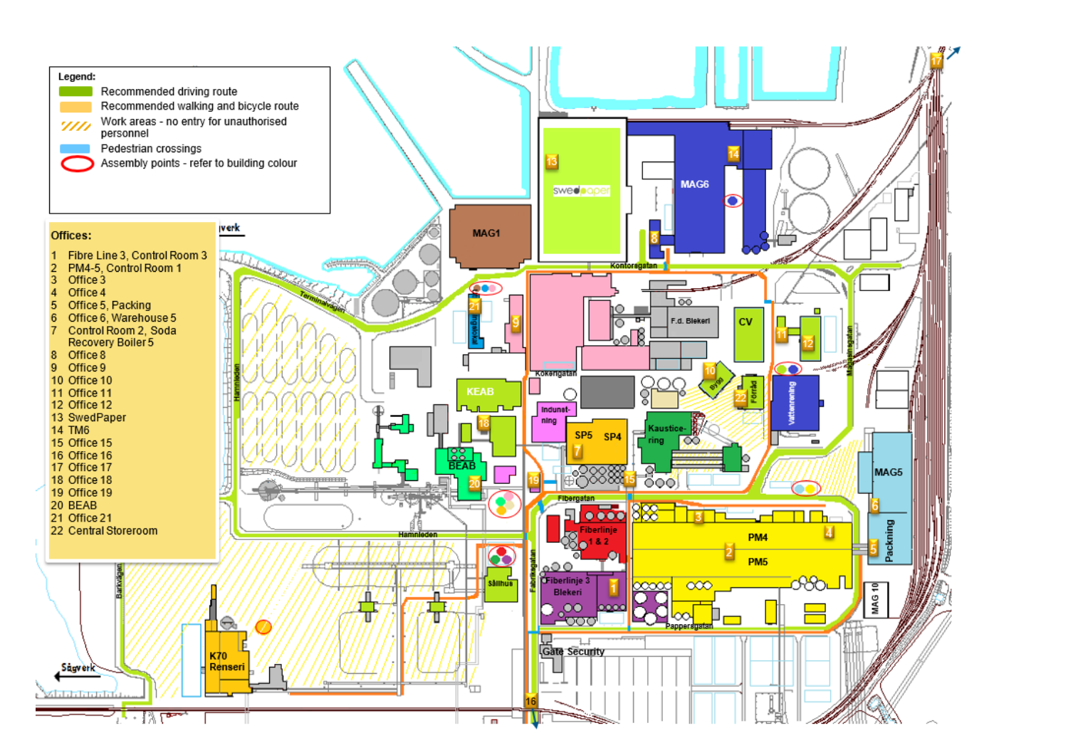**Legend:**

- Recommended driving route
- Recommended walking and bicycle route
- Work areas - no entry for unauthorised personnel
- Pedestrian crossings
- Assembly points - refer to building colour

**Offices:**

1. Fibre Line 3, Control Room 3
2. PM4-5, Control Room 1
3. Office 3
4. Office 4
5. Office 5, Packing
6. Office 6, Warehouse 5
7. Control Room 2, Soda Recovery Boiler 5
8. Office 8
9. Office 9
10. Office 10
11. Office 11
12. Office 12
13. SwedPaper
14. TM6
15. Office 15
16. Office 16
17. Office 17
18. Office 18
19. Office 19
20. BEAB
21. Office 21
22. Central Storeroom

MAG1
MAG6
swedpaper
Kontorsgatan
Terminalvägen
Hamnleden
F.d. Blekeri
CV
Kokerigatan
KEAB
Indunstning
SP5
SP4
Kausticering
Bygg
Förråd
Vattenrening
Magasinsgatan
BEAB
MAG5
Packing
Fibergatan
Fiberlinje 1 & 2
PM4
PM5
Fiberlinje 3 Blekeri
Sållhus
Fabriksgatan
Pappersgatan
MAG 10
Gate Security
K70 Renseri
Sågverk
Barkvägen